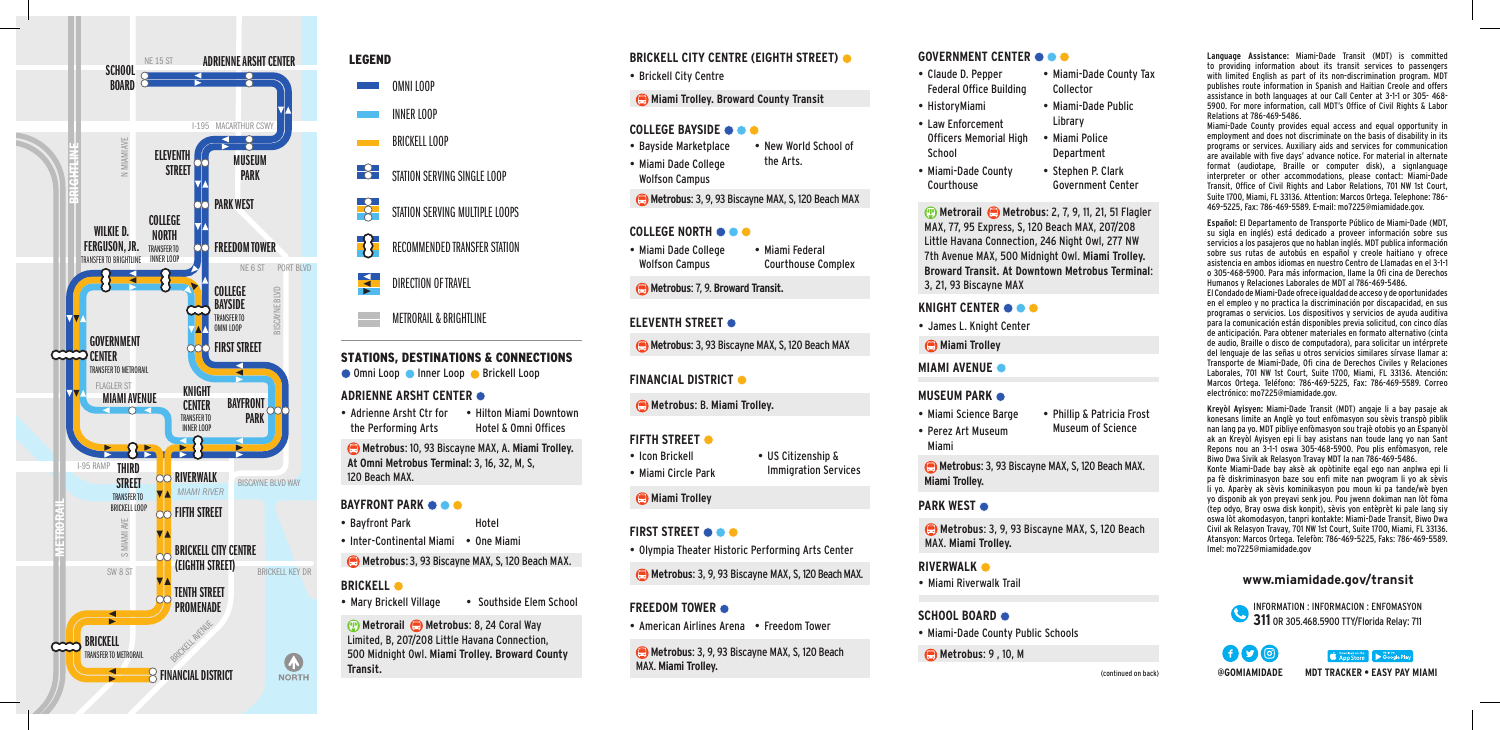## LEGEND

- OMNI LOOP
- INNER LOOP
- BRICKELL LOOP
- STATION SERVING SINGLE LOOP
- STATION SERVING MULTIPLE LOOPS
- RECOMMENDED TRANSFER STATION
- DIRECTION OF TRAVEL
- METRORAIL & BRIGHTLINE

## STATIONS, DESTINATIONS & CONNECTIONS

● Omni Loop ● Inner Loop ● Brickell Loop

### ADRIENNE ARSHT CENTER ●

- Adrienne Arsht Ctr for the Performing Arts
- Hilton Miami Downtown Hotel & Omni Offices

**Metrobus:** 10, 93 Biscayne MAX, A. **Miami Trolley. At Omni Metrobus Terminal:** 3, 16, 32, M, S, 120 Beach MAX.

### BAYFRONT PARK ● ● ●

- Bayfront Park
- Hotel
- Inter-Continental Miami
- One Miami

**Metrobus:** 3, 93 Biscayne MAX, S, 120 Beach MAX.

### BRICKELL ●

- Mary Brickell Village
- Southside Elem School

**Metrorail** **Metrobus:** 8, 24 Coral Way Limited, B, 207/208 Little Havana Connection, 500 Midnight Owl. **Miami Trolley. Broward County Transit.**

### BRICKELL CITY CENTRE (EIGHTH STREET) ●

- Brickell City Centre

**Miami Trolley. Broward County Transit**

### COLLEGE BAYSIDE ● ● ●

- Bayside Marketplace
- Miami Dade College Wolfson Campus
- New World School of the Arts.

**Metrobus:** 3, 9, 93 Biscayne MAX, S, 120 Beach MAX

### COLLEGE NORTH ● ● ●

- Miami Dade College Wolfson Campus
- Miami Federal Courthouse Complex

**Metrobus:** 7, 9. **Broward Transit.**

### ELEVENTH STREET ●

**Metrobus:** 3, 93 Biscayne MAX, S, 120 Beach MAX

### FINANCIAL DISTRICT ●

**Metrobus:** B. **Miami Trolley.**

### FIFTH STREET ●

- Icon Brickell
- Miami Circle Park
- US Citizenship & Immigration Services

**Miami Trolley**

### FIRST STREET ● ● ●

- Olympia Theater Historic Performing Arts Center

**Metrobus:** 3, 9, 93 Biscayne MAX, S, 120 Beach MAX.

### FREEDOM TOWER ●

- American Airlines Arena
- Freedom Tower

**Metrobus:** 3, 9, 93 Biscayne MAX, S, 120 Beach MAX. **Miami Trolley.**

### GOVERNMENT CENTER ● ● ●

- Claude D. Pepper Federal Office Building
- HistoryMiami
- Law Enforcement Officers Memorial High School
- Miami-Dade County Courthouse
- Miami-Dade County Tax Collector
- Miami-Dade Public Library
- Miami Police Department
- Stephen P. Clark Government Center

**Metrorail** **Metrobus:** 2, 7, 9, 11, 21, 51 Flagler MAX, 77, 95 Express, S, 120 Beach MAX, 207/208 Little Havana Connection, 246 Night Owl, 277 NW 7th Avenue MAX, 500 Midnight Owl. **Miami Trolley. Broward Transit. At Downtown Metrobus Terminal:** 3, 21, 93 Biscayne MAX

### KNIGHT CENTER ● ● ●

- James L. Knight Center

**Miami Trolley**

### MIAMI AVENUE ●

### MUSEUM PARK ●

- Miami Science Barge
- Perez Art Museum Miami
- Phillip & Patricia Frost Museum of Science

**Metrobus:** 3, 93 Biscayne MAX, S, 120 Beach MAX. **Miami Trolley.**

### PARK WEST ●

**Metrobus:** 3, 9, 93 Biscayne MAX, S, 120 Beach MAX. **Miami Trolley.**

### RIVERWALK ●

- Miami Riverwalk Trail

### SCHOOL BOARD ●

- Miami-Dade County Public Schools

**Metrobus:** 9 , 10, M

(continued on back)

**Language Assistance:** Miami-Dade Transit (MDT) is committed to providing information about its transit services to passengers with limited English as part of its non-discrimination program. MDT publishes route information in Spanish and Haitian Creole and offers assistance in both languages at our Call Center at 3-1-1 or 305- 468-5900. For more information, call MDT's Office of Civil Rights & Labor Relations at 786-469-5486.

Miami-Dade County provides equal access and equal opportunity in employment and does not discriminate on the basis of disability in its programs or services. Auxiliary aids and services for communication are available with five days' advance notice. For material in alternate format (audiotape, Braille or computer disk), a signlanguage interpreter or other accommodations, please contact: Miami-Dade Transit, Office of Civil Rights and Labor Relations, 701 NW 1st Court, Suite 1700, Miami, FL 33136. Attention: Marcos Ortega. Telephone: 786-469-5225, Fax: 786-469-5589. E-mail: mo7225@miamidade.gov.

**Español:** El Departamento de Transporte Público de Miami-Dade (MDT, su sigla en inglés) está dedicado a proveer información sobre sus servicios a los pasajeros que no hablan inglés. MDT publica información sobre sus rutas de autobús en español y creole haitiano y ofrece asistencia en ambos idiomas en nuestro Centro de Llamadas en el 3-1-1 o 305-468-5900. Para más informacion, llame la Ofi cina de Derechos Humanos y Relaciones Laborales de MDT al 786-469-5486.

El Condado de Miami-Dade ofrece igualdad de acceso y de oportunidades en el empleo y no practica la discriminación por discapacidad, en sus programas o servicios. Los dispositivos y servicios de ayuda auditiva para la comunicación están disponibles previa solicitud, con cinco días de anticipación. Para obtener materiales en formato alternativo (cinta de audio, Braille o disco de computadora), para solicitar un intérprete del lenguaje de las señas u otros servicios similares sírvase llamar a: Transporte de Miami-Dade, Ofi cina de Derechos Civiles y Relaciones Laborales, 701 NW 1st Court, Suite 1700, Miami, FL 33136. Atención: Marcos Ortega. Teléfono: 786-469-5225, Fax: 786-469-5589. Correo electrónico: mo7225@miamidade.gov.

**Kreyòl Ayisyen:** Miami-Dade Transit (MDT) angaje li a bay pasaje ak konesans limite an Anglè yo tout enfòmasyon sou sèvis transpò piblik nan lang pa yo. MDT pibliye enfòmasyon sou trajè otobis yo an Espanyòl ak an Kreyòl Ayisyen epi li bay asistans nan toude lang yo nan Sant Repons nou an 3-1-1 oswa 305-468-5900. Pou plis enfòmasyon, rele Biwo Dwa Sivik ak Relasyon Travay MDT la nan 786-469-5486.

Konte Miami-Dade bay aksè ak opòtinite egal ego nan anplwa epi li pa fè diskriminasyon baze sou enfi mite nan pwogram li yo ak sèvis li yo. Aparèy ak sèvis kominikasyon pou moun ki pa tande/wè byen yo disponib ak yon preyavi senk jou. Pou jwenn dokiman nan lòt fòma (tep odyo, Bray oswa disk konpit), sèvis yon entèprèt ki pale lang siy oswa lòt akomodasyon, tanpri kontakte: Miami-Dade Transit, Biwo Dwa Sivil ak Relasyon Travay, 701 NW 1st Court, Suite 1700, Miami, FL 33136. Atansyon: Marcos Ortega. Telefòn: 786-469-5225, Faks: 786-469-5589. Imel: mo7225@miamidade.gov

### www.miamidade.gov/transit

INFORMATION : INFORMACION : ENFOMASYON
**311** OR 305.468.5900 TTY/Florida Relay: 711

@GOMIAMIDADE — MDT TRACKER • EASY PAY MIAMI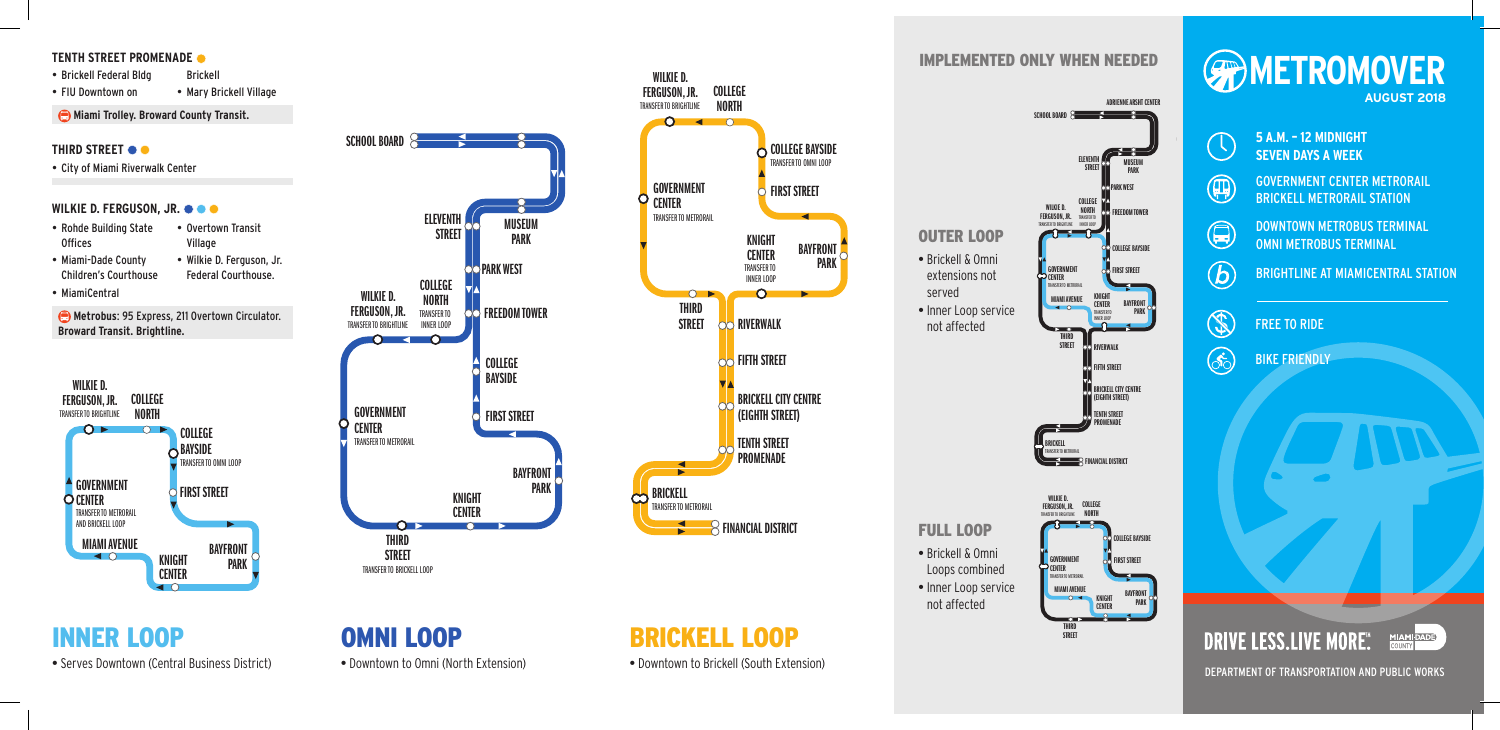# METROMOVER

**AUGUST 2018**

**5 A.M. – 12 MIDNIGHT SEVEN DAYS A WEEK**

GOVERNMENT CENTER METRORAIL
BRICKELL METRORAIL STATION

DOWNTOWN METROBUS TERMINAL
OMNI METROBUS TERMINAL

BRIGHTLINE AT MIAMICENTRAL STATION

FREE TO RIDE

BIKE FRIENDLY

**DRIVE LESS.LIVE MORE.**

MIAMI-DADE COUNTY

DEPARTMENT OF TRANSPORTATION AND PUBLIC WORKS

### TENTH STREET PROMENADE

- Brickell Federal Bldg
- FIU Downtown on Brickell
- Mary Brickell Village

**Miami Trolley. Broward County Transit.**

### THIRD STREET

- City of Miami Riverwalk Center

### WILKIE D. FERGUSON, JR.

- Rohde Building State Offices
- Miami-Dade County Children's Courthouse
- MiamiCentral
- Overtown Transit Village
- Wilkie D. Ferguson, Jr. Federal Courthouse.

**Metrobus**: 95 Express, 211 Overtown Circulator. **Broward Transit. Brightline.**

WILKIE D. FERGUSON, JR.
TRANSFER TO BRIGHTLINE
COLLEGE NORTH
COLLEGE BAYSIDE
TRANSFER TO OMNI LOOP
GOVERNMENT CENTER
TRANSFER TO METRORAIL AND BRICKELL LOOP
FIRST STREET
MIAMI AVENUE
KNIGHT CENTER
BAYFRONT PARK

## INNER LOOP

- Serves Downtown (Central Business District)

SCHOOL BOARD
ELEVENTH STREET
MUSEUM PARK
PARK WEST
WILKIE D. FERGUSON, JR.
TRANSFER TO BRIGHTLINE
COLLEGE NORTH
TRANSFER TO INNER LOOP
FREEDOM TOWER
COLLEGE BAYSIDE
GOVERNMENT CENTER
TRANSFER TO METRORAIL
FIRST STREET
BAYFRONT PARK
KNIGHT CENTER
THIRD STREET
TRANSFER TO BRICKELL LOOP

## OMNI LOOP

- Downtown to Omni (North Extension)

WILKIE D. FERGUSON, JR.
TRANSFER TO BRIGHTLINE
COLLEGE NORTH
COLLEGE BAYSIDE
TRANSFER TO OMNI LOOP
GOVERNMENT CENTER
TRANSFER TO METRORAIL
FIRST STREET
KNIGHT CENTER
TRANSFER TO INNER LOOP
BAYFRONT PARK
THIRD STREET
RIVERWALK
FIFTH STREET
BRICKELL CITY CENTRE (EIGHTH STREET)
TENTH STREET PROMENADE
BRICKELL
TRANSFER TO METRORAIL
FINANCIAL DISTRICT

## BRICKELL LOOP

- Downtown to Brickell (South Extension)

## IMPLEMENTED ONLY WHEN NEEDED

### OUTER LOOP

- Brickell & Omni extensions not served
- Inner Loop service not affected

SCHOOL BOARD
ADRIENNE ARSHT CENTER
ELEVENTH STREET
MUSEUM PARK
PARK WEST
WILKIE D. FERGUSON, JR.
TRANSFER TO BRIGHTLINE
COLLEGE NORTH
TRANSFER TO INNER LOOP
FREEDOM TOWER
COLLEGE BAYSIDE
GOVERNMENT CENTER
TRANSFER TO METRORAIL
FIRST STREET
MIAMI AVENUE
KNIGHT CENTER
TRANSFER TO INNER LOOP
BAYFRONT PARK
THIRD STREET
RIVERWALK
FIFTH STREET
BRICKELL CITY CENTRE (EIGHTH STREET)
TENTH STREET PROMENADE
BRICKELL
TRANSFER TO METRORAIL
FINANCIAL DISTRICT

### FULL LOOP

- Brickell & Omni Loops combined
- Inner Loop service not affected

WILKIE D. FERGUSON, JR.
TRANSFER TO BRIGHTLINE
COLLEGE NORTH
COLLEGE BAYSIDE
GOVERNMENT CENTER
TRANSFER TO METRORAIL
FIRST STREET
MIAMI AVENUE
KNIGHT CENTER
BAYFRONT PARK
THIRD STREET